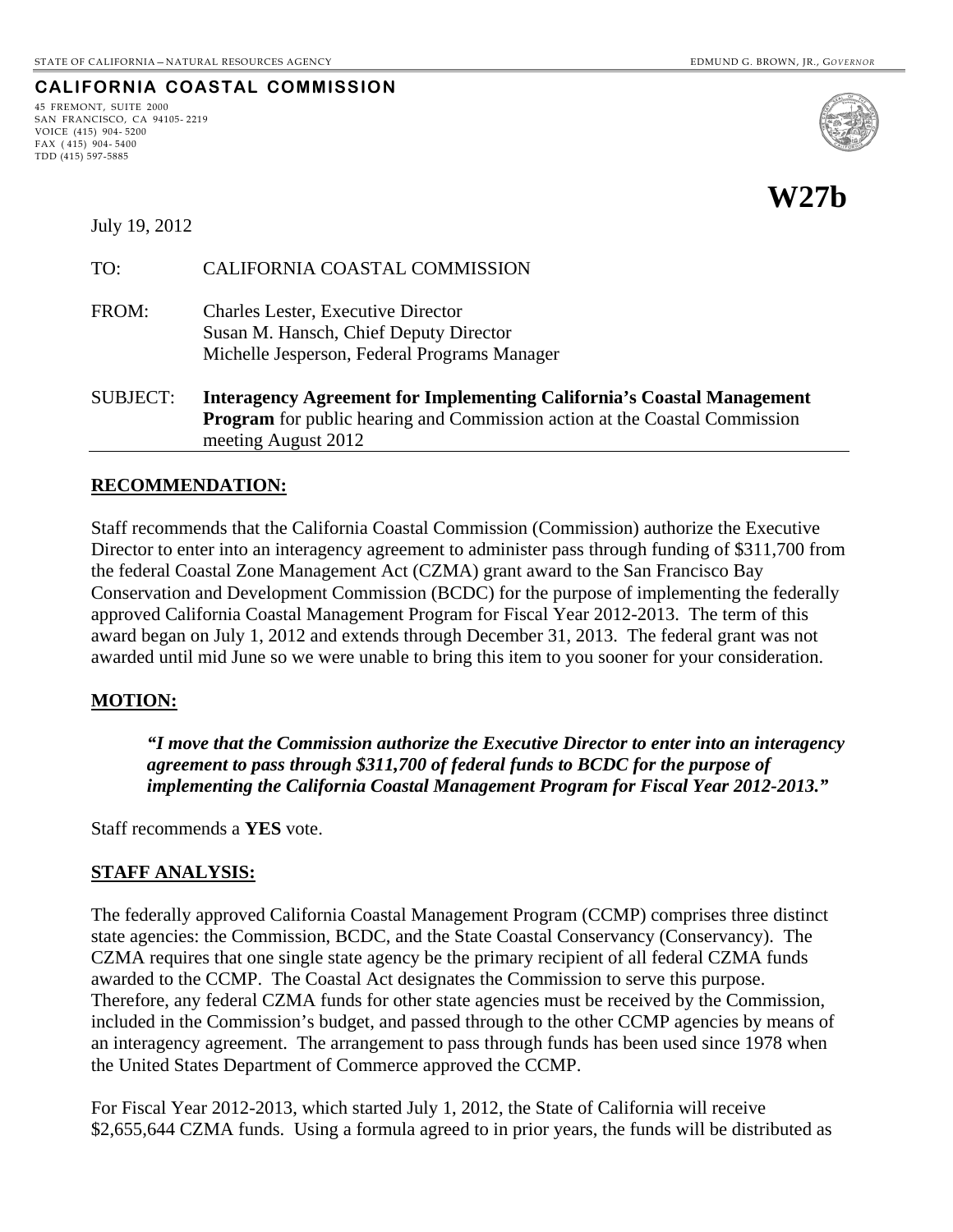STATE OF CALIFORNIA – NATURAL RESOURCES AGENCY

EDMUND G. BROWN, JR., GOVERNOR

**CALIFORNIA COASTAL COMMISSION**

45 FREMONT, SUITE 2000
SAN FRANCISCO, CA 94105-2219
VOICE (415) 904-5200
FAX (415) 904-5400
TDD (415) 597-5885

**W27b**

July 19, 2012

TO: CALIFORNIA COASTAL COMMISSION

FROM: Charles Lester, Executive Director
Susan M. Hansch, Chief Deputy Director
Michelle Jesperson, Federal Programs Manager

SUBJECT: **Interagency Agreement for Implementing California's Coastal Management Program** for public hearing and Commission action at the Coastal Commission meeting August 2012

**RECOMMENDATION:**

Staff recommends that the California Coastal Commission (Commission) authorize the Executive Director to enter into an interagency agreement to administer pass through funding of $311,700 from the federal Coastal Zone Management Act (CZMA) grant award to the San Francisco Bay Conservation and Development Commission (BCDC) for the purpose of implementing the federally approved California Coastal Management Program for Fiscal Year 2012-2013. The term of this award began on July 1, 2012 and extends through December 31, 2013. The federal grant was not awarded until mid June so we were unable to bring this item to you sooner for your consideration.

**MOTION:**

***"I move that the Commission authorize the Executive Director to enter into an interagency agreement to pass through $311,700 of federal funds to BCDC for the purpose of implementing the California Coastal Management Program for Fiscal Year 2012-2013."***

Staff recommends a **YES** vote.

**STAFF ANALYSIS:**

The federally approved California Coastal Management Program (CCMP) comprises three distinct state agencies: the Commission, BCDC, and the State Coastal Conservancy (Conservancy). The CZMA requires that one single state agency be the primary recipient of all federal CZMA funds awarded to the CCMP. The Coastal Act designates the Commission to serve this purpose. Therefore, any federal CZMA funds for other state agencies must be received by the Commission, included in the Commission's budget, and passed through to the other CCMP agencies by means of an interagency agreement. The arrangement to pass through funds has been used since 1978 when the United States Department of Commerce approved the CCMP.

For Fiscal Year 2012-2013, which started July 1, 2012, the State of California will receive $2,655,644 CZMA funds. Using a formula agreed to in prior years, the funds will be distributed as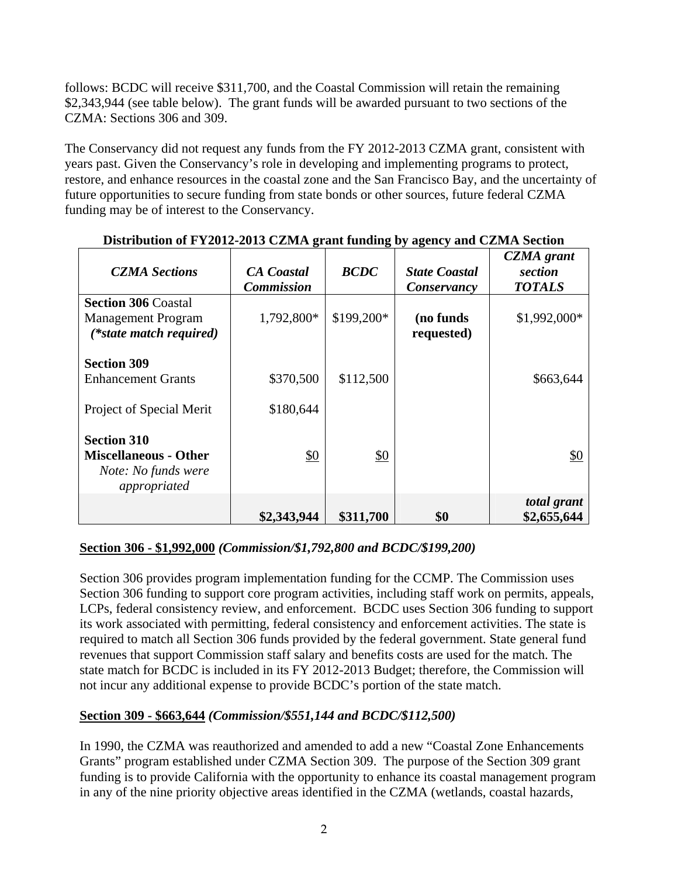follows: BCDC will receive $311,700, and the Coastal Commission will retain the remaining $2,343,944 (see table below). The grant funds will be awarded pursuant to two sections of the CZMA: Sections 306 and 309.

The Conservancy did not request any funds from the FY 2012-2013 CZMA grant, consistent with years past. Given the Conservancy's role in developing and implementing programs to protect, restore, and enhance resources in the coastal zone and the San Francisco Bay, and the uncertainty of future opportunities to secure funding from state bonds or other sources, future federal CZMA funding may be of interest to the Conservancy.

**Distribution of FY2012-2013 CZMA grant funding by agency and CZMA Section**

| *CZMA Sections* | *CA Coastal Commission* | *BCDC* | *State Coastal Conservancy* | *CZMA grant section TOTALS* |
|---|---|---|---|---|
| **Section 306** Coastal Management Program *(\*state match required)* | 1,792,800* | $199,200* | **(no funds requested)** | $1,992,000* |
| **Section 309** Enhancement Grants | $370,500 | $112,500 | | $663,644 |
| Project of Special Merit | $180,644 | | | |
| **Section 310 Miscellaneous - Other** *Note: No funds were appropriated* | $0 | $0 | | $0 |
| | **$2,343,944** | **$311,700** | **$0** | ***total grant*** **$2,655,644** |

**Section 306 - $1,992,000** ***(Commission/$1,792,800 and BCDC/$199,200)***

Section 306 provides program implementation funding for the CCMP. The Commission uses Section 306 funding to support core program activities, including staff work on permits, appeals, LCPs, federal consistency review, and enforcement. BCDC uses Section 306 funding to support its work associated with permitting, federal consistency and enforcement activities. The state is required to match all Section 306 funds provided by the federal government. State general fund revenues that support Commission staff salary and benefits costs are used for the match. The state match for BCDC is included in its FY 2012-2013 Budget; therefore, the Commission will not incur any additional expense to provide BCDC's portion of the state match.

**Section 309 - $663,644** ***(Commission/$551,144 and BCDC/$112,500)***

In 1990, the CZMA was reauthorized and amended to add a new "Coastal Zone Enhancements Grants" program established under CZMA Section 309. The purpose of the Section 309 grant funding is to provide California with the opportunity to enhance its coastal management program in any of the nine priority objective areas identified in the CZMA (wetlands, coastal hazards,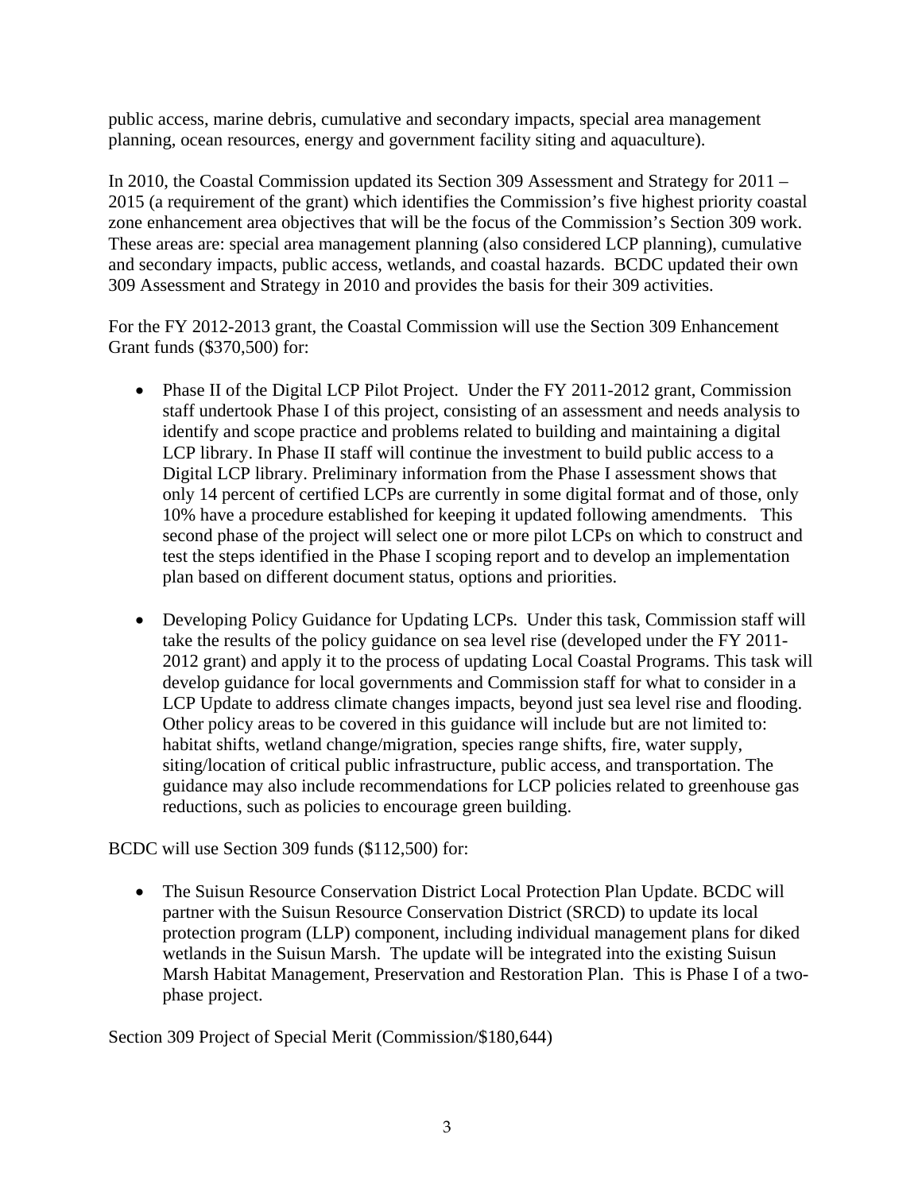public access, marine debris, cumulative and secondary impacts, special area management planning, ocean resources, energy and government facility siting and aquaculture).

In 2010, the Coastal Commission updated its Section 309 Assessment and Strategy for 2011 – 2015 (a requirement of the grant) which identifies the Commission's five highest priority coastal zone enhancement area objectives that will be the focus of the Commission's Section 309 work. These areas are: special area management planning (also considered LCP planning), cumulative and secondary impacts, public access, wetlands, and coastal hazards. BCDC updated their own 309 Assessment and Strategy in 2010 and provides the basis for their 309 activities.

For the FY 2012-2013 grant, the Coastal Commission will use the Section 309 Enhancement Grant funds ($370,500) for:

- Phase II of the Digital LCP Pilot Project. Under the FY 2011-2012 grant, Commission staff undertook Phase I of this project, consisting of an assessment and needs analysis to identify and scope practice and problems related to building and maintaining a digital LCP library. In Phase II staff will continue the investment to build public access to a Digital LCP library. Preliminary information from the Phase I assessment shows that only 14 percent of certified LCPs are currently in some digital format and of those, only 10% have a procedure established for keeping it updated following amendments. This second phase of the project will select one or more pilot LCPs on which to construct and test the steps identified in the Phase I scoping report and to develop an implementation plan based on different document status, options and priorities.

- Developing Policy Guidance for Updating LCPs. Under this task, Commission staff will take the results of the policy guidance on sea level rise (developed under the FY 2011-2012 grant) and apply it to the process of updating Local Coastal Programs. This task will develop guidance for local governments and Commission staff for what to consider in a LCP Update to address climate changes impacts, beyond just sea level rise and flooding. Other policy areas to be covered in this guidance will include but are not limited to: habitat shifts, wetland change/migration, species range shifts, fire, water supply, siting/location of critical public infrastructure, public access, and transportation. The guidance may also include recommendations for LCP policies related to greenhouse gas reductions, such as policies to encourage green building.

BCDC will use Section 309 funds ($112,500) for:

- The Suisun Resource Conservation District Local Protection Plan Update. BCDC will partner with the Suisun Resource Conservation District (SRCD) to update its local protection program (LLP) component, including individual management plans for diked wetlands in the Suisun Marsh. The update will be integrated into the existing Suisun Marsh Habitat Management, Preservation and Restoration Plan. This is Phase I of a two-phase project.

Section 309 Project of Special Merit (Commission/$180,644)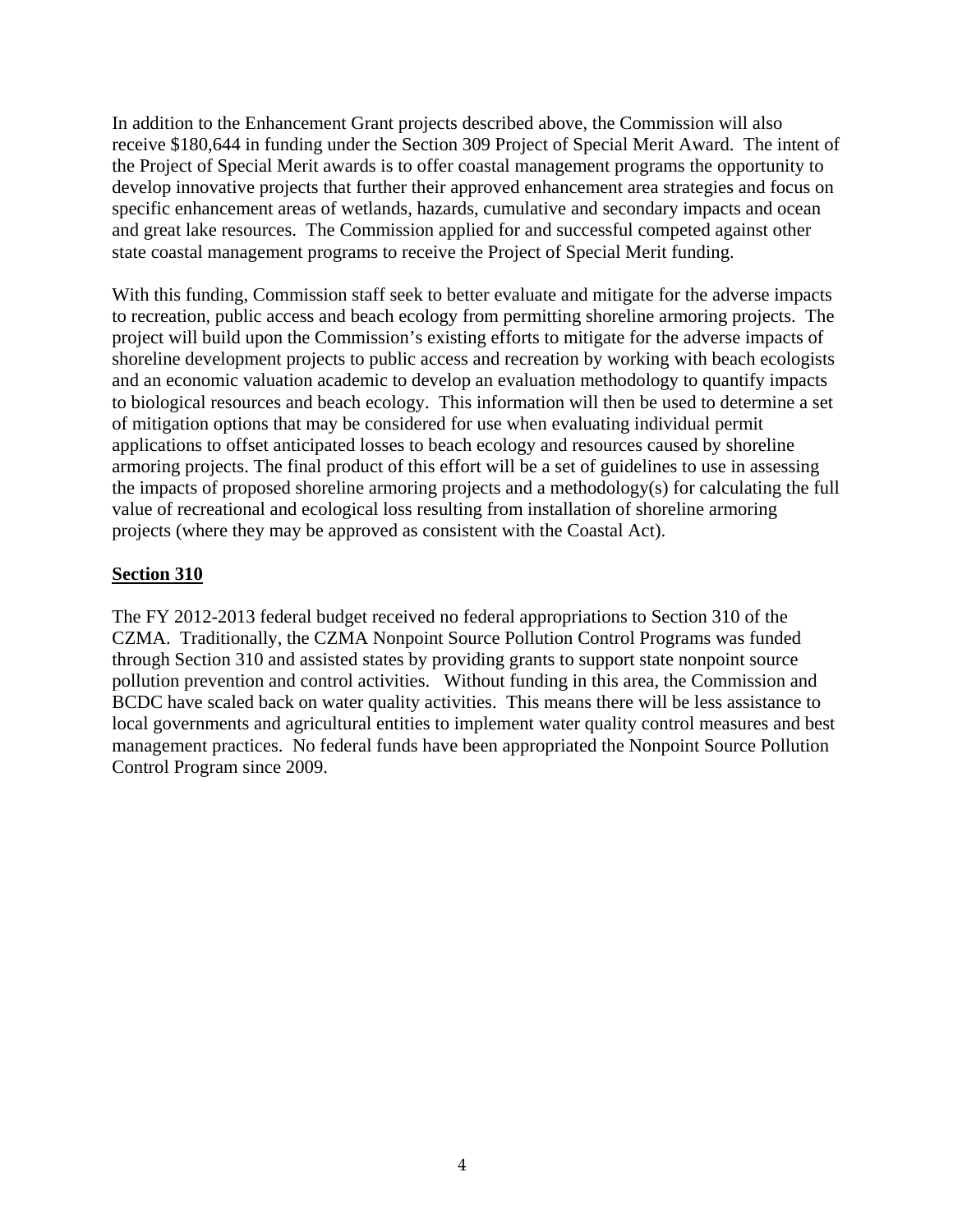In addition to the Enhancement Grant projects described above, the Commission will also receive $180,644 in funding under the Section 309 Project of Special Merit Award. The intent of the Project of Special Merit awards is to offer coastal management programs the opportunity to develop innovative projects that further their approved enhancement area strategies and focus on specific enhancement areas of wetlands, hazards, cumulative and secondary impacts and ocean and great lake resources. The Commission applied for and successful competed against other state coastal management programs to receive the Project of Special Merit funding.

With this funding, Commission staff seek to better evaluate and mitigate for the adverse impacts to recreation, public access and beach ecology from permitting shoreline armoring projects. The project will build upon the Commission's existing efforts to mitigate for the adverse impacts of shoreline development projects to public access and recreation by working with beach ecologists and an economic valuation academic to develop an evaluation methodology to quantify impacts to biological resources and beach ecology. This information will then be used to determine a set of mitigation options that may be considered for use when evaluating individual permit applications to offset anticipated losses to beach ecology and resources caused by shoreline armoring projects. The final product of this effort will be a set of guidelines to use in assessing the impacts of proposed shoreline armoring projects and a methodology(s) for calculating the full value of recreational and ecological loss resulting from installation of shoreline armoring projects (where they may be approved as consistent with the Coastal Act).

**Section 310**

The FY 2012-2013 federal budget received no federal appropriations to Section 310 of the CZMA. Traditionally, the CZMA Nonpoint Source Pollution Control Programs was funded through Section 310 and assisted states by providing grants to support state nonpoint source pollution prevention and control activities. Without funding in this area, the Commission and BCDC have scaled back on water quality activities. This means there will be less assistance to local governments and agricultural entities to implement water quality control measures and best management practices. No federal funds have been appropriated the Nonpoint Source Pollution Control Program since 2009.